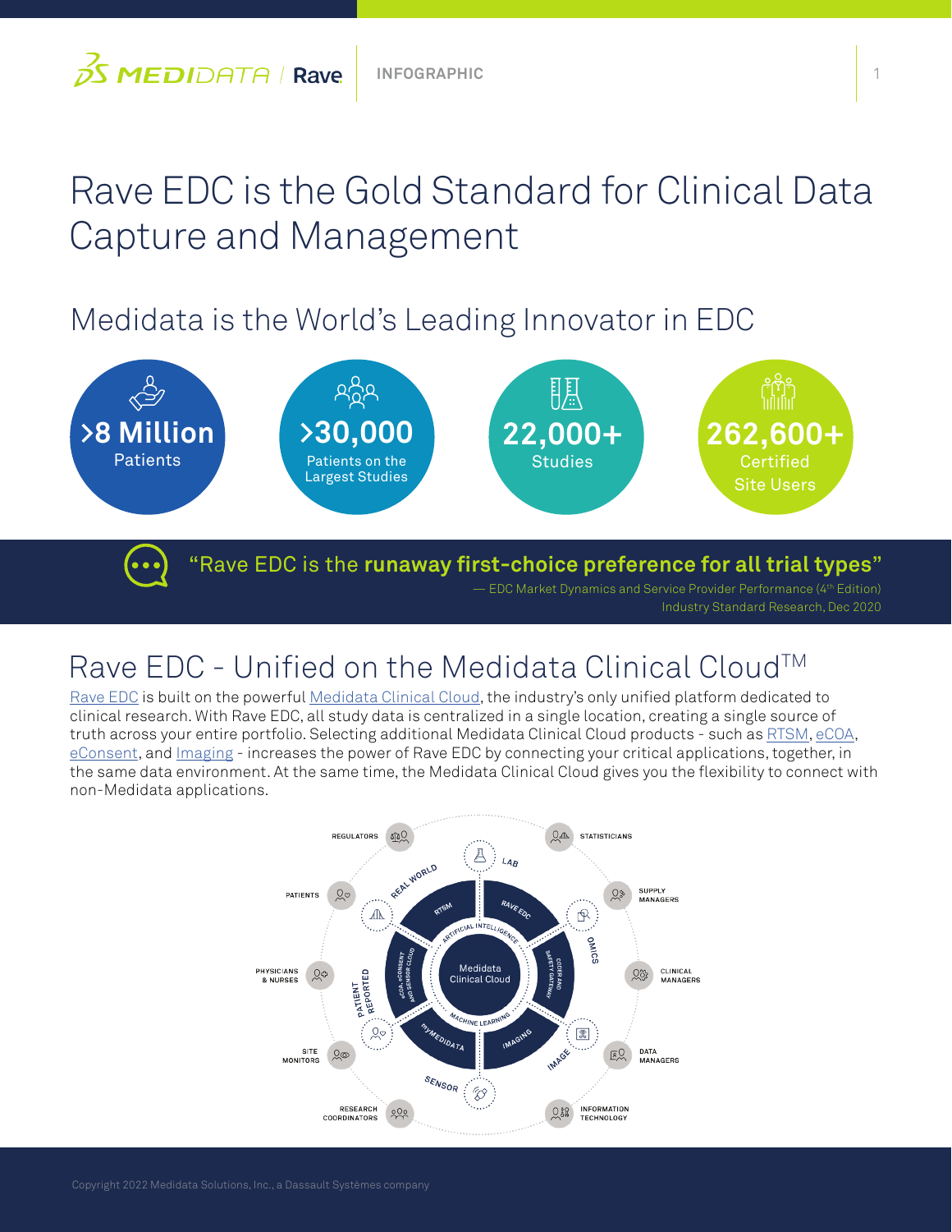# Rave EDC is the Gold Standard for Clinical Data Capture and Management

## Medidata is the World's Leading Innovator in EDC

**>8 Million**
Patients

**>30,000**
Patients on the Largest Studies

**22,000+**
Studies

**262,600+**
Certified Site Users

"Rave EDC is the **runaway first-choice preference for all trial types**"

— EDC Market Dynamics and Service Provider Performance (4th Edition) Industry Standard Research, Dec 2020

## Rave EDC - Unified on the Medidata Clinical Cloud™

Rave EDC is built on the powerful Medidata Clinical Cloud, the industry's only unified platform dedicated to clinical research. With Rave EDC, all study data is centralized in a single location, creating a single source of truth across your entire portfolio. Selecting additional Medidata Clinical Cloud products - such as RTSM, eCOA, eConsent, and Imaging - increases the power of Rave EDC by connecting your critical applications, together, in the same data environment. At the same time, the Medidata Clinical Cloud gives you the flexibility to connect with non-Medidata applications.

Regulators · Statisticians · Patients · Supply Managers · Physicians & Nurses · Clinical Managers · Site Monitors · Data Managers · Research Coordinators · Information Technology

Lab · Omics · Image · Sensor · Patient Reported · Real World

RTSM · Rave EDC · Coder and Safety Gateway · Imaging · myMedidata · eCOA, eConsent and Sensor Cloud

Medidata Clinical Cloud · Artificial Intelligence · Machine Learning

Copyright 2022 Medidata Solutions, Inc., a Dassault Systèmes company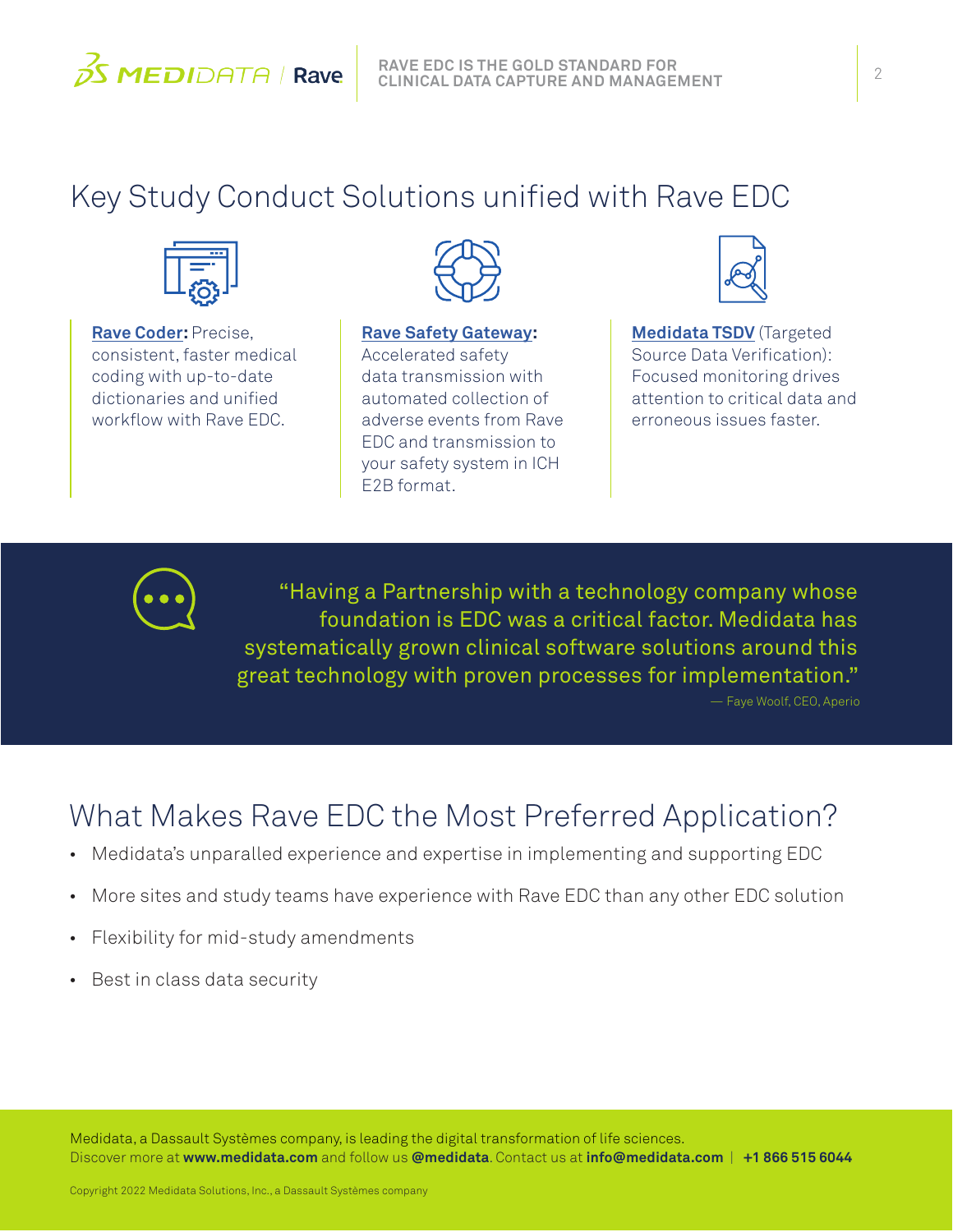## Key Study Conduct Solutions unified with Rave EDC

**Rave Coder:** Precise, consistent, faster medical coding with up-to-date dictionaries and unified workflow with Rave EDC.

**Rave Safety Gateway:** Accelerated safety data transmission with automated collection of adverse events from Rave EDC and transmission to your safety system in ICH E2B format.

**Medidata TSDV** (Targeted Source Data Verification): Focused monitoring drives attention to critical data and erroneous issues faster.

"Having a Partnership with a technology company whose foundation is EDC was a critical factor. Medidata has systematically grown clinical software solutions around this great technology with proven processes for implementation."

— Faye Woolf, CEO, Aperio

## What Makes Rave EDC the Most Preferred Application?

- Medidata's unparalled experience and expertise in implementing and supporting EDC
- More sites and study teams have experience with Rave EDC than any other EDC solution
- Flexibility for mid-study amendments
- Best in class data security

Medidata, a Dassault Systèmes company, is leading the digital transformation of life sciences.
Discover more at **www.medidata.com** and follow us **@medidata**. Contact us at **info@medidata.com** | **+1 866 515 6044**

Copyright 2022 Medidata Solutions, Inc., a Dassault Systèmes company